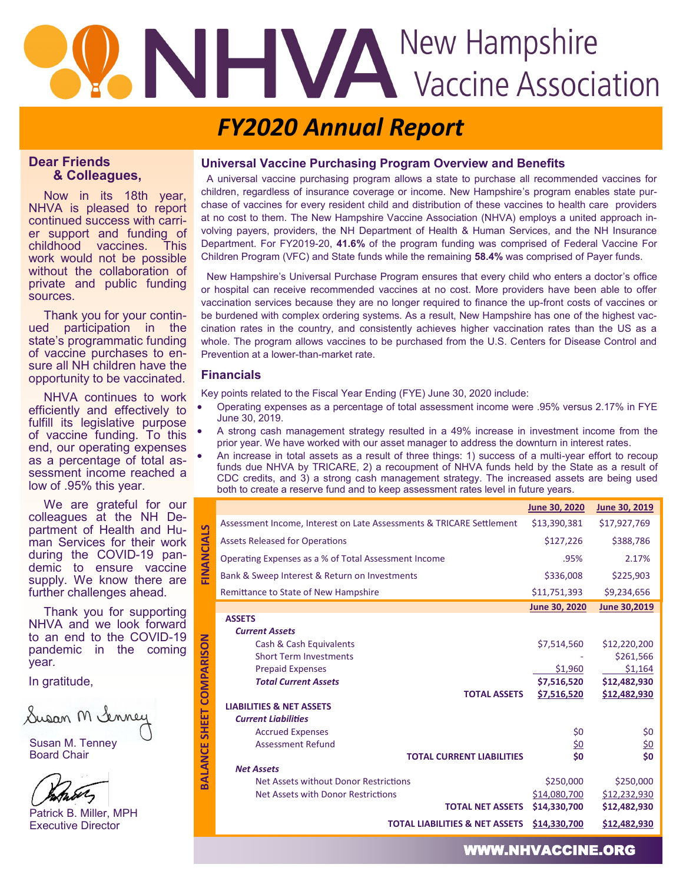# NHVA New Hampshire Vaccine Association

## FY2020 Annual Report

### Universal Vaccine Purchasing Program Overview and Benefits

A universal vaccine purchasing program allows a state to purchase all recommended vaccines for children, regardless of insurance coverage or income. New Hampshire's program enables state purchase of vaccines for every resident child and distribution of these vaccines to health care providers at no cost to them. The New Hampshire Vaccine Association (NHVA) employs a united approach involving payers, providers, the NH Department of Health & Human Services, and the NH Insurance Department. For FY2019-20, **41.6%** of the program funding was comprised of Federal Vaccine For Children Program (VFC) and State funds while the remaining **58.4%** was comprised of Payer funds.

New Hampshire's Universal Purchase Program ensures that every child who enters a doctor's office or hospital can receive recommended vaccines at no cost. More providers have been able to offer vaccination services because they are no longer required to finance the up-front costs of vaccines or be burdened with complex ordering systems. As a result, New Hampshire has one of the highest vaccination rates in the country, and consistently achieves higher vaccination rates than the US as a whole. The program allows vaccines to be purchased from the U.S. Centers for Disease Control and Prevention at a lower-than-market rate.

### Financials

Key points related to the Fiscal Year Ending (FYE) June 30, 2020 include:

- Operating expenses as a percentage of total assessment income were .95% versus 2.17% in FYE June 30, 2019.
- A strong cash management strategy resulted in a 49% increase in investment income from the prior year. We have worked with our asset manager to address the downturn in interest rates.
- An increase in total assets as a result of three things: 1) success of a multi-year effort to recoup funds due NHVA by TRICARE, 2) a recoupment of NHVA funds held by the State as a result of CDC credits, and 3) a strong cash management strategy. The increased assets are being used both to create a reserve fund and to keep assessment rates level in future years.

**FINANCIALS**

| | June 30, 2020 | June 30, 2019 |
|---|---|---|
| Assessment Income, Interest on Late Assessments & TRICARE Settlement | $13,390,381 | $17,927,769 |
| Assets Released for Operations | $127,226 | $388,786 |
| Operating Expenses as a % of Total Assessment Income | .95% | 2.17% |
| Bank & Sweep Interest & Return on Investments | $336,008 | $225,903 |
| Remittance to State of New Hampshire | $11,751,393 | $9,234,656 |

**BALANCE SHEET COMPARISON**

| | June 30, 2020 | June 30,2019 |
|---|---|---|
| **ASSETS** | | |
| ***Current Assets*** | | |
| Cash & Cash Equivalents | $7,514,560 | $12,220,200 |
| Short Term Investments | - | $261,566 |
| Prepaid Expenses | $1,960 | $1,164 |
| ***Total Current Assets*** | **$7,516,520** | **$12,482,930** |
| **TOTAL ASSETS** | **$7,516,520** | **$12,482,930** |
| **LIABILITIES & NET ASSETS** | | |
| ***Current Liabilities*** | | |
| Accrued Expenses | $0 | $0 |
| Assessment Refund | $0 | $0 |
| **TOTAL CURRENT LIABILITIES** | **$0** | **$0** |
| ***Net Assets*** | | |
| Net Assets without Donor Restrictions | $250,000 | $250,000 |
| Net Assets with Donor Restrictions | $14,080,700 | $12,232,930 |
| **TOTAL NET ASSETS** | **$14,330,700** | **$12,482,930** |
| **TOTAL LIABILITIES & NET ASSETS** | **$14,330,700** | **$12,482,930** |

### Dear Friends & Colleagues,

Now in its 18th year, NHVA is pleased to report continued success with carrier support and funding of childhood vaccines. This work would not be possible without the collaboration of private and public funding sources.

Thank you for your continued participation in the state's programmatic funding of vaccine purchases to ensure all NH children have the opportunity to be vaccinated.

NHVA continues to work efficiently and effectively to fulfill its legislative purpose of vaccine funding. To this end, our operating expenses as a percentage of total assessment income reached a low of .95% this year.

We are grateful for our colleagues at the NH Department of Health and Human Services for their work during the COVID-19 pandemic to ensure vaccine supply. We know there are further challenges ahead.

Thank you for supporting NHVA and we look forward to an end to the COVID-19 pandemic in the coming year.

In gratitude,

Susan M. Tenney
Board Chair

Patrick B. Miller, MPH
Executive Director

WWW.NHVACCINE.ORG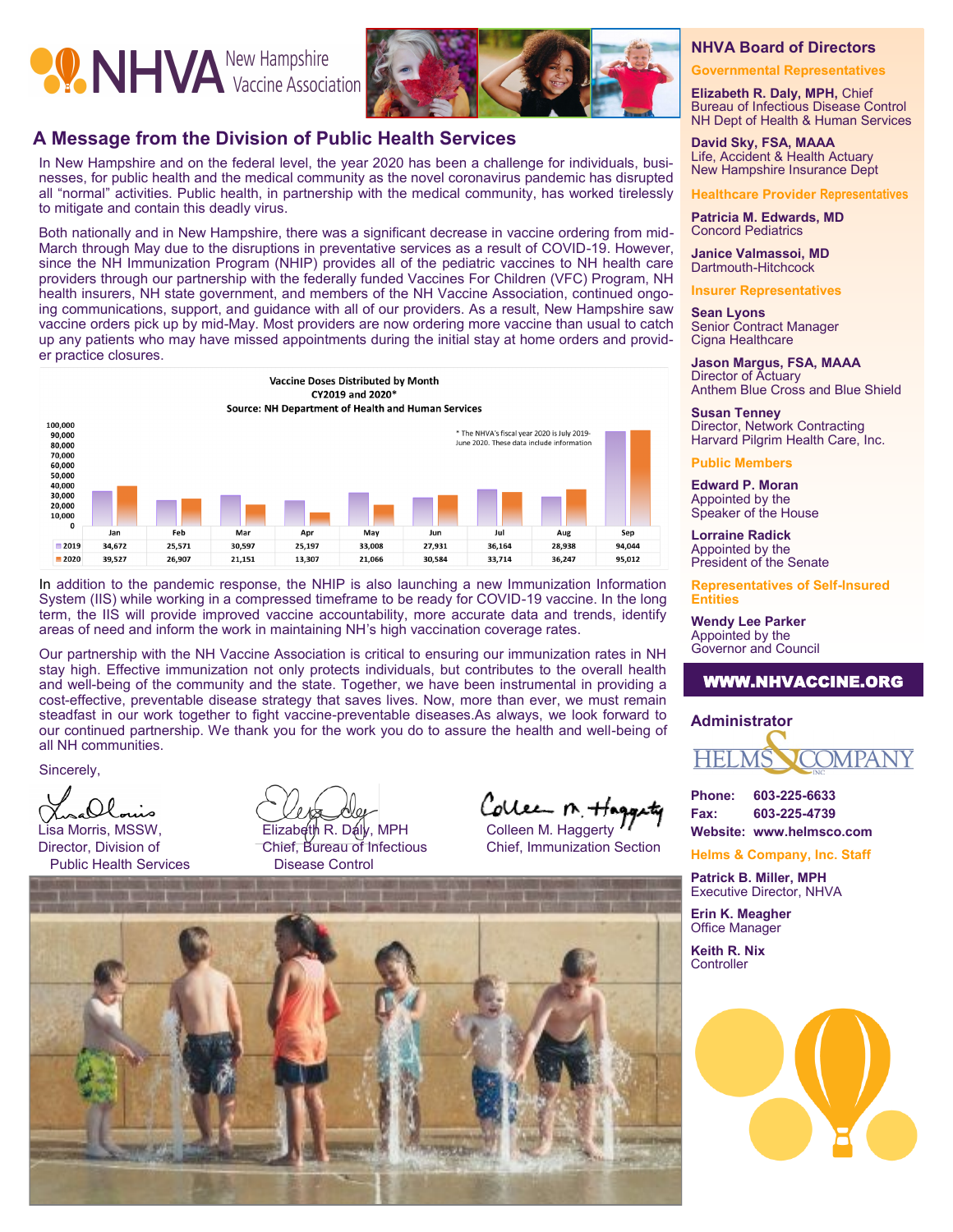## A Message from the Division of Public Health Services

In New Hampshire and on the federal level, the year 2020 has been a challenge for individuals, businesses, for public health and the medical community as the novel coronavirus pandemic has disrupted all "normal" activities. Public health, in partnership with the medical community, has worked tirelessly to mitigate and contain this deadly virus.

Both nationally and in New Hampshire, there was a significant decrease in vaccine ordering from mid-March through May due to the disruptions in preventative services as a result of COVID-19. However, since the NH Immunization Program (NHIP) provides all of the pediatric vaccines to NH health care providers through our partnership with the federally funded Vaccines For Children (VFC) Program, NH health insurers, NH state government, and members of the NH Vaccine Association, continued ongoing communications, support, and guidance with all of our providers. As a result, New Hampshire saw vaccine orders pick up by mid-May. Most providers are now ordering more vaccine than usual to catch up any patients who may have missed appointments during the initial stay at home orders and provider practice closures.

Vaccine Doses Distributed by Month
CY2019 and 2020*
Source: NH Department of Health and Human Services

\* The NHVA's fiscal year 2020 is July 2019-June 2020. These data include information

100,000
90,000
80,000
70,000
60,000
50,000
40,000
30,000
20,000
10,000
0

Jan Feb Mar Apr May Jun Jul Aug Sep

2019: 34,672 25,571 30,597 25,197 33,008 27,931 36,164 28,938 94,044

2020: 39,527 26,907 21,151 13,307 21,066 30,584 33,714 36,247 95,012

In addition to the pandemic response, the NHIP is also launching a new Immunization Information System (IIS) while working in a compressed timeframe to be ready for COVID-19 vaccine. In the long term, the IIS will provide improved vaccine accountability, more accurate data and trends, identify areas of need and inform the work in maintaining NH's high vaccination coverage rates.

Our partnership with the NH Vaccine Association is critical to ensuring our immunization rates in NH stay high. Effective immunization not only protects individuals, but contributes to the overall health and well-being of the community and the state. Together, we have been instrumental in providing a cost-effective, preventable disease strategy that saves lives. Now, more than ever, we must remain steadfast in our work together to fight vaccine-preventable diseases.As always, we look forward to our continued partnership. We thank you for the work you do to assure the health and well-being of all NH communities.

Sincerely,

Lisa Morris, MSSW,
Director, Division of Public Health Services

Elizabeth R. Daly, MPH
Chief, Bureau of Infectious Disease Control

Colleen M. Haggerty
Chief, Immunization Section

## NHVA Board of Directors

**Governmental Representatives**

**Elizabeth R. Daly, MPH,** Chief
Bureau of Infectious Disease Control
NH Dept of Health & Human Services

**David Sky, FSA, MAAA**
Life, Accident & Health Actuary
New Hampshire Insurance Dept

**Healthcare Provider Representatives**

**Patricia M. Edwards, MD**
Concord Pediatrics

**Janice Valmassoi, MD**
Dartmouth-Hitchcock

**Insurer Representatives**

**Sean Lyons**
Senior Contract Manager
Cigna Healthcare

**Jason Margus, FSA, MAAA**
Director of Actuary
Anthem Blue Cross and Blue Shield

**Susan Tenney**
Director, Network Contracting
Harvard Pilgrim Health Care, Inc.

**Public Members**

**Edward P. Moran**
Appointed by the Speaker of the House

**Lorraine Radick**
Appointed by the President of the Senate

**Representatives of Self-Insured Entities**

**Wendy Lee Parker**
Appointed by the Governor and Council

**WWW.NHVACCINE.ORG**

### Administrator

HELMS & COMPANY INC.

**Phone:** 603-225-6633
**Fax:** 603-225-4739
**Website:** www.helmsco.com

**Helms & Company, Inc. Staff**

**Patrick B. Miller, MPH**
Executive Director, NHVA

**Erin K. Meagher**
Office Manager

**Keith R. Nix**
Controller